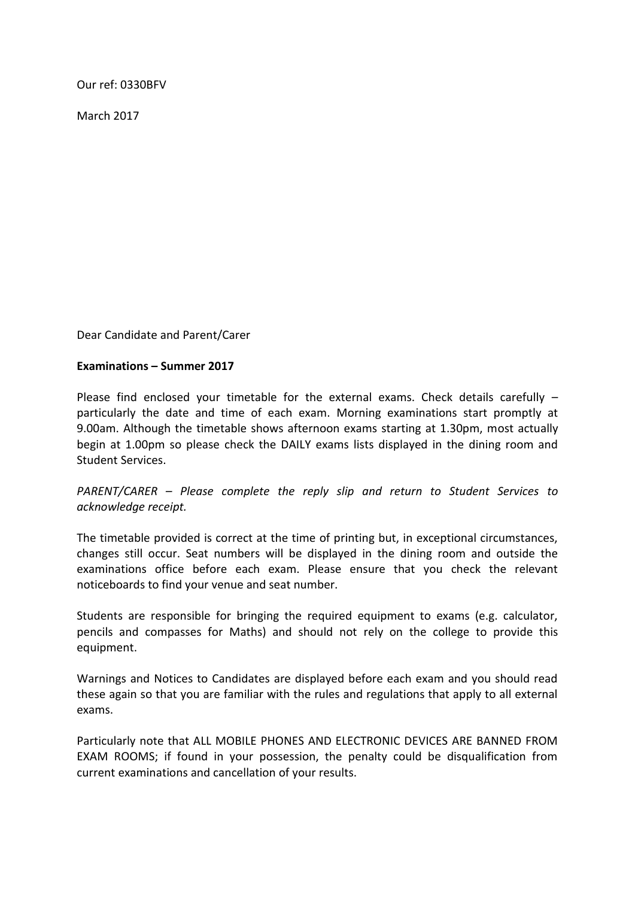Our ref: 0330BFV

March 2017

Dear Candidate and Parent/Carer

**Examinations – Summer 2017**

Please find enclosed your timetable for the external exams. Check details carefully – particularly the date and time of each exam. Morning examinations start promptly at 9.00am. Although the timetable shows afternoon exams starting at 1.30pm, most actually begin at 1.00pm so please check the DAILY exams lists displayed in the dining room and Student Services.

*PARENT/CARER – Please complete the reply slip and return to Student Services to acknowledge receipt.*

The timetable provided is correct at the time of printing but, in exceptional circumstances, changes still occur. Seat numbers will be displayed in the dining room and outside the examinations office before each exam. Please ensure that you check the relevant noticeboards to find your venue and seat number.

Students are responsible for bringing the required equipment to exams (e.g. calculator, pencils and compasses for Maths) and should not rely on the college to provide this equipment.

Warnings and Notices to Candidates are displayed before each exam and you should read these again so that you are familiar with the rules and regulations that apply to all external exams.

Particularly note that ALL MOBILE PHONES AND ELECTRONIC DEVICES ARE BANNED FROM EXAM ROOMS; if found in your possession, the penalty could be disqualification from current examinations and cancellation of your results.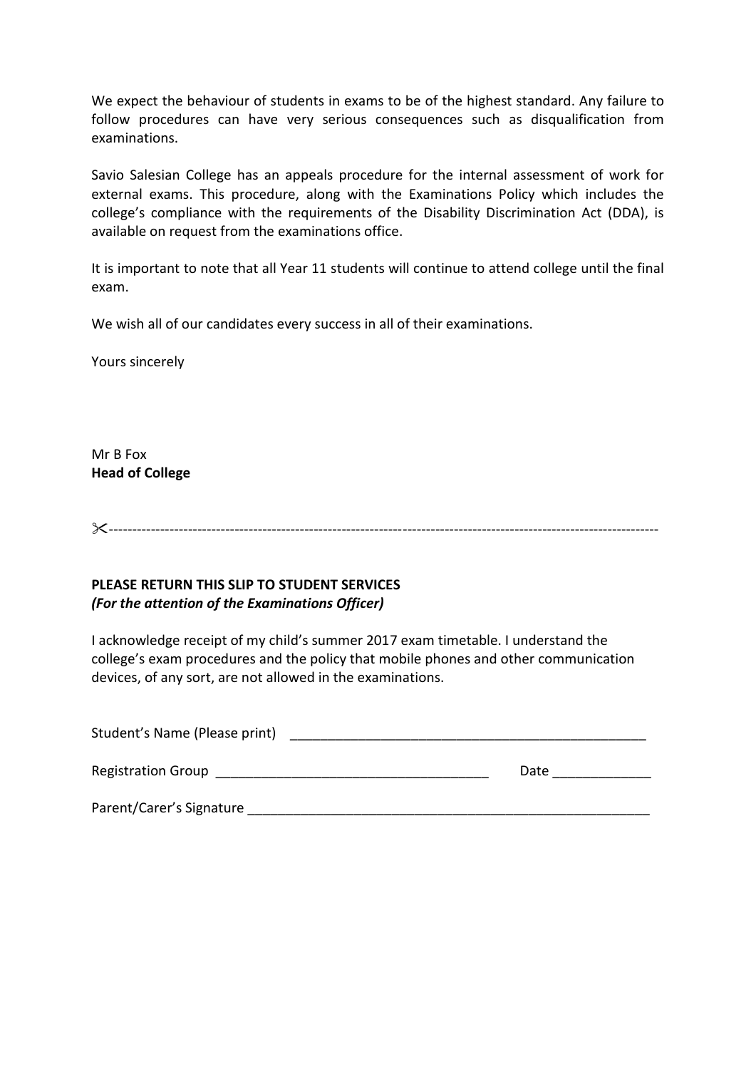We expect the behaviour of students in exams to be of the highest standard. Any failure to follow procedures can have very serious consequences such as disqualification from examinations.

Savio Salesian College has an appeals procedure for the internal assessment of work for external exams. This procedure, along with the Examinations Policy which includes the college's compliance with the requirements of the Disability Discrimination Act (DDA), is available on request from the examinations office.

It is important to note that all Year 11 students will continue to attend college until the final exam.

We wish all of our candidates every success in all of their examinations.

Yours sincerely

Mr B Fox
**Head of College**

✂-----------------------------------------------------------------------------------------------------------------------

**PLEASE RETURN THIS SLIP TO STUDENT SERVICES**
***(For the attention of the Examinations Officer)***

I acknowledge receipt of my child's summer 2017 exam timetable. I understand the college's exam procedures and the policy that mobile phones and other communication devices, of any sort, are not allowed in the examinations.

Student's Name (Please print) ________________________________________________

Registration Group ____________________________________ Date _____________

Parent/Carer's Signature ______________________________________________________